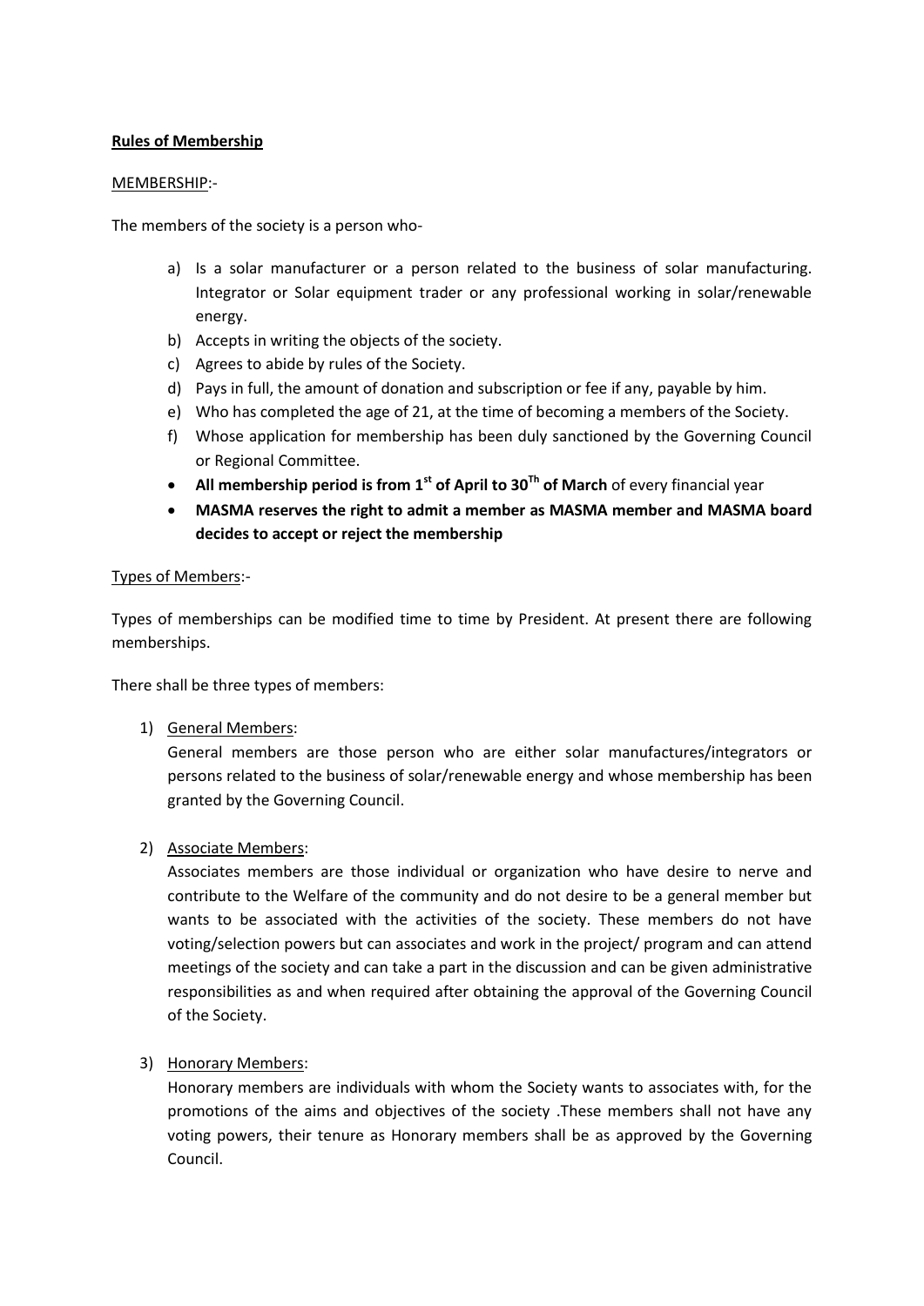**<u>Rules of Membership</u>**

<u>MEMBERSHIP</u>:-

The members of the society is a person who-

a) Is a solar manufacturer or a person related to the business of solar manufacturing. Integrator or Solar equipment trader or any professional working in solar/renewable energy.
b) Accepts in writing the objects of the society.
c) Agrees to abide by rules of the Society.
d) Pays in full, the amount of donation and subscription or fee if any, payable by him.
e) Who has completed the age of 21, at the time of becoming a members of the Society.
f) Whose application for membership has been duly sanctioned by the Governing Council or Regional Committee.

- **All membership period is from 1st of April to 30Th of March** of every financial year
- **MASMA reserves the right to admit a member as MASMA member and MASMA board decides to accept or reject the membership**

<u>Types of Members</u>:-

Types of memberships can be modified time to time by President. At present there are following memberships.

There shall be three types of members:

1) <u>General Members</u>:

   General members are those person who are either solar manufactures/integrators or persons related to the business of solar/renewable energy and whose membership has been granted by the Governing Council.

2) <u>Associate Members</u>:

   Associates members are those individual or organization who have desire to nerve and contribute to the Welfare of the community and do not desire to be a general member but wants to be associated with the activities of the society. These members do not have voting/selection powers but can associates and work in the project/ program and can attend meetings of the society and can take a part in the discussion and can be given administrative responsibilities as and when required after obtaining the approval of the Governing Council of the Society.

3) <u>Honorary Members</u>:

   Honorary members are individuals with whom the Society wants to associates with, for the promotions of the aims and objectives of the society .These members shall not have any voting powers, their tenure as Honorary members shall be as approved by the Governing Council.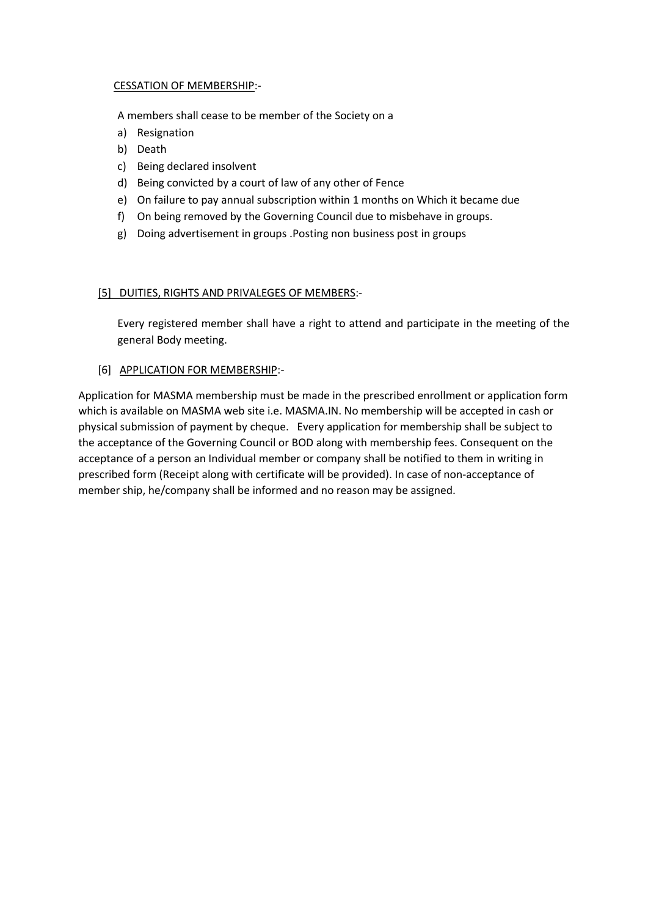CESSATION OF MEMBERSHIP:-

A members shall cease to be member of the Society on a

a) Resignation
b) Death
c) Being declared insolvent
d) Being convicted by a court of law of any other of Fence
e) On failure to pay annual subscription within 1 months on Which it became due
f) On being removed by the Governing Council due to misbehave in groups.
g) Doing advertisement in groups .Posting non business post in groups

[5] DUITIES, RIGHTS AND PRIVALEGES OF MEMBERS:-

Every registered member shall have a right to attend and participate in the meeting of the general Body meeting.

[6] APPLICATION FOR MEMBERSHIP:-

Application for MASMA membership must be made in the prescribed enrollment or application form which is available on MASMA web site i.e. MASMA.IN. No membership will be accepted in cash or physical submission of payment by cheque. Every application for membership shall be subject to the acceptance of the Governing Council or BOD along with membership fees. Consequent on the acceptance of a person an Individual member or company shall be notified to them in writing in prescribed form (Receipt along with certificate will be provided). In case of non-acceptance of member ship, he/company shall be informed and no reason may be assigned.